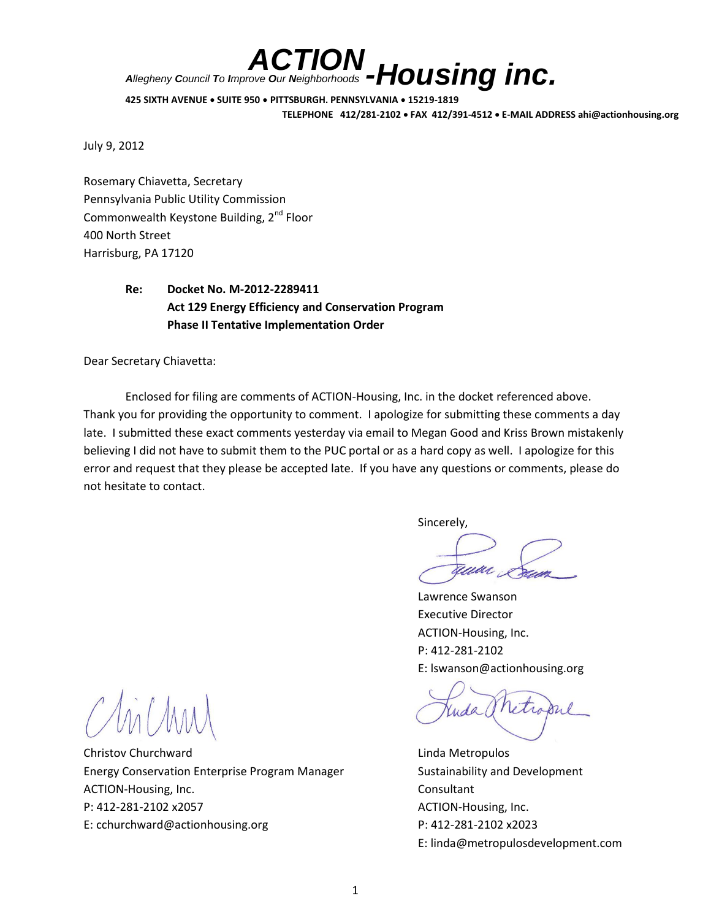# ACTION-Housing inc.

*Allegheny Council To Improve Our Neighborhoods*

**425 SIXTH AVENUE • SUITE 950 • PITTSBURGH. PENNSYLVANIA • 15219-1819**
**TELEPHONE 412/281-2102 • FAX 412/391-4512 • E-MAIL ADDRESS ahi@actionhousing.org**

July 9, 2012

Rosemary Chiavetta, Secretary
Pennsylvania Public Utility Commission
Commonwealth Keystone Building, 2nd Floor
400 North Street
Harrisburg, PA 17120

**Re: Docket No. M-2012-2289411**
**Act 129 Energy Efficiency and Conservation Program**
**Phase II Tentative Implementation Order**

Dear Secretary Chiavetta:

Enclosed for filing are comments of ACTION-Housing, Inc. in the docket referenced above. Thank you for providing the opportunity to comment. I apologize for submitting these comments a day late. I submitted these exact comments yesterday via email to Megan Good and Kriss Brown mistakenly believing I did not have to submit them to the PUC portal or as a hard copy as well. I apologize for this error and request that they please be accepted late. If you have any questions or comments, please do not hesitate to contact.

Sincerely,

Lawrence Swanson
Executive Director
ACTION-Housing, Inc.
P: 412-281-2102
E: lswanson@actionhousing.org

Christov Churchward
Energy Conservation Enterprise Program Manager
ACTION-Housing, Inc.
P: 412-281-2102 x2057
E: cchurchward@actionhousing.org

Linda Metropulos
Sustainability and Development Consultant
ACTION-Housing, Inc.
P: 412-281-2102 x2023
E: linda@metropulosdevelopment.com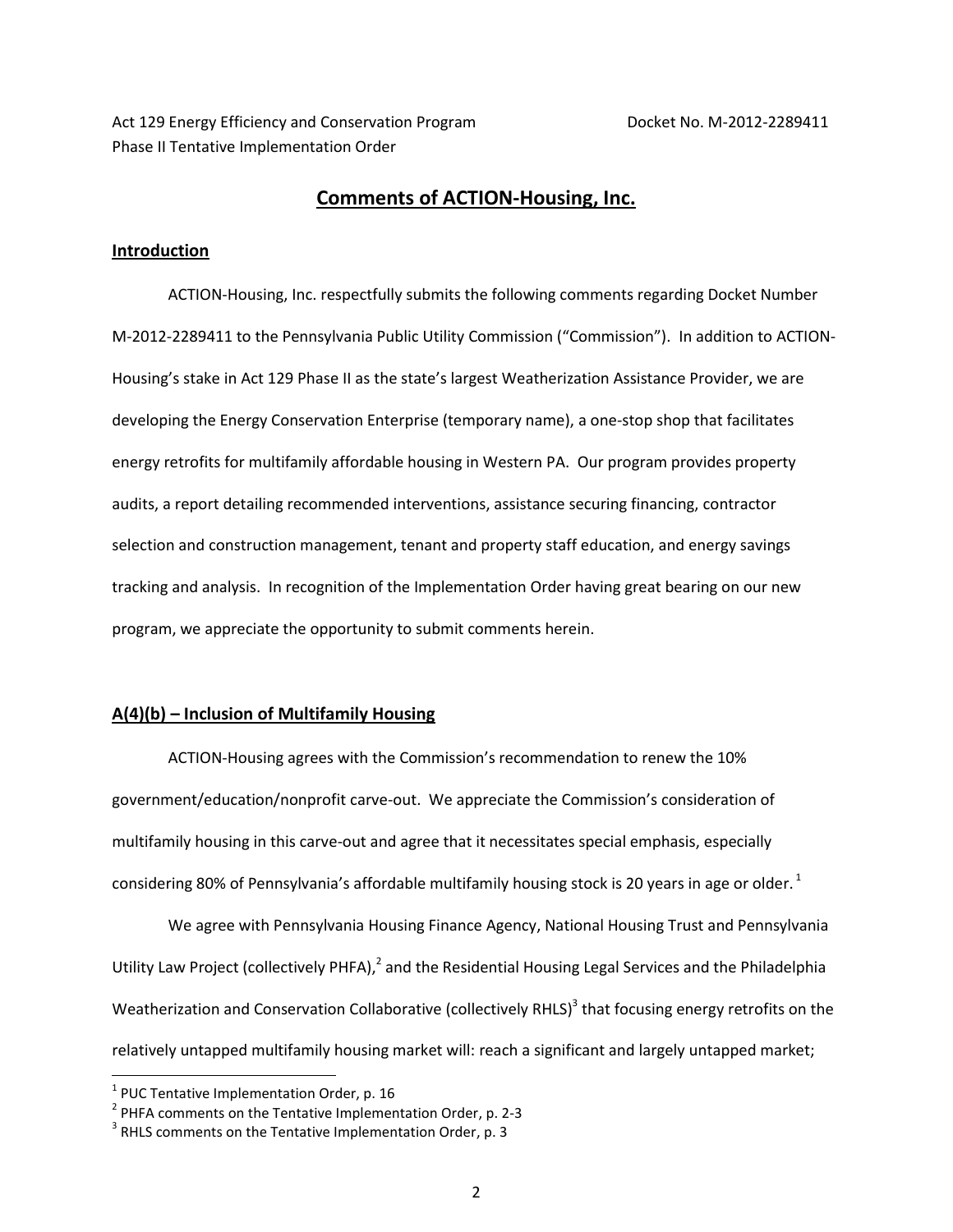Act 129 Energy Efficiency and Conservation Program Docket No. M-2012-2289411
Phase II Tentative Implementation Order

## Comments of ACTION-Housing, Inc.

### Introduction

ACTION-Housing, Inc. respectfully submits the following comments regarding Docket Number M-2012-2289411 to the Pennsylvania Public Utility Commission ("Commission"). In addition to ACTION-Housing's stake in Act 129 Phase II as the state's largest Weatherization Assistance Provider, we are developing the Energy Conservation Enterprise (temporary name), a one-stop shop that facilitates energy retrofits for multifamily affordable housing in Western PA. Our program provides property audits, a report detailing recommended interventions, assistance securing financing, contractor selection and construction management, tenant and property staff education, and energy savings tracking and analysis. In recognition of the Implementation Order having great bearing on our new program, we appreciate the opportunity to submit comments herein.

### A(4)(b) – Inclusion of Multifamily Housing

ACTION-Housing agrees with the Commission's recommendation to renew the 10% government/education/nonprofit carve-out. We appreciate the Commission's consideration of multifamily housing in this carve-out and agree that it necessitates special emphasis, especially considering 80% of Pennsylvania's affordable multifamily housing stock is 20 years in age or older.[1]

We agree with Pennsylvania Housing Finance Agency, National Housing Trust and Pennsylvania Utility Law Project (collectively PHFA),[2] and the Residential Housing Legal Services and the Philadelphia Weatherization and Conservation Collaborative (collectively RHLS)[3] that focusing energy retrofits on the relatively untapped multifamily housing market will: reach a significant and largely untapped market;

---

[1] PUC Tentative Implementation Order, p. 16
[2] PHFA comments on the Tentative Implementation Order, p. 2-3
[3] RHLS comments on the Tentative Implementation Order, p. 3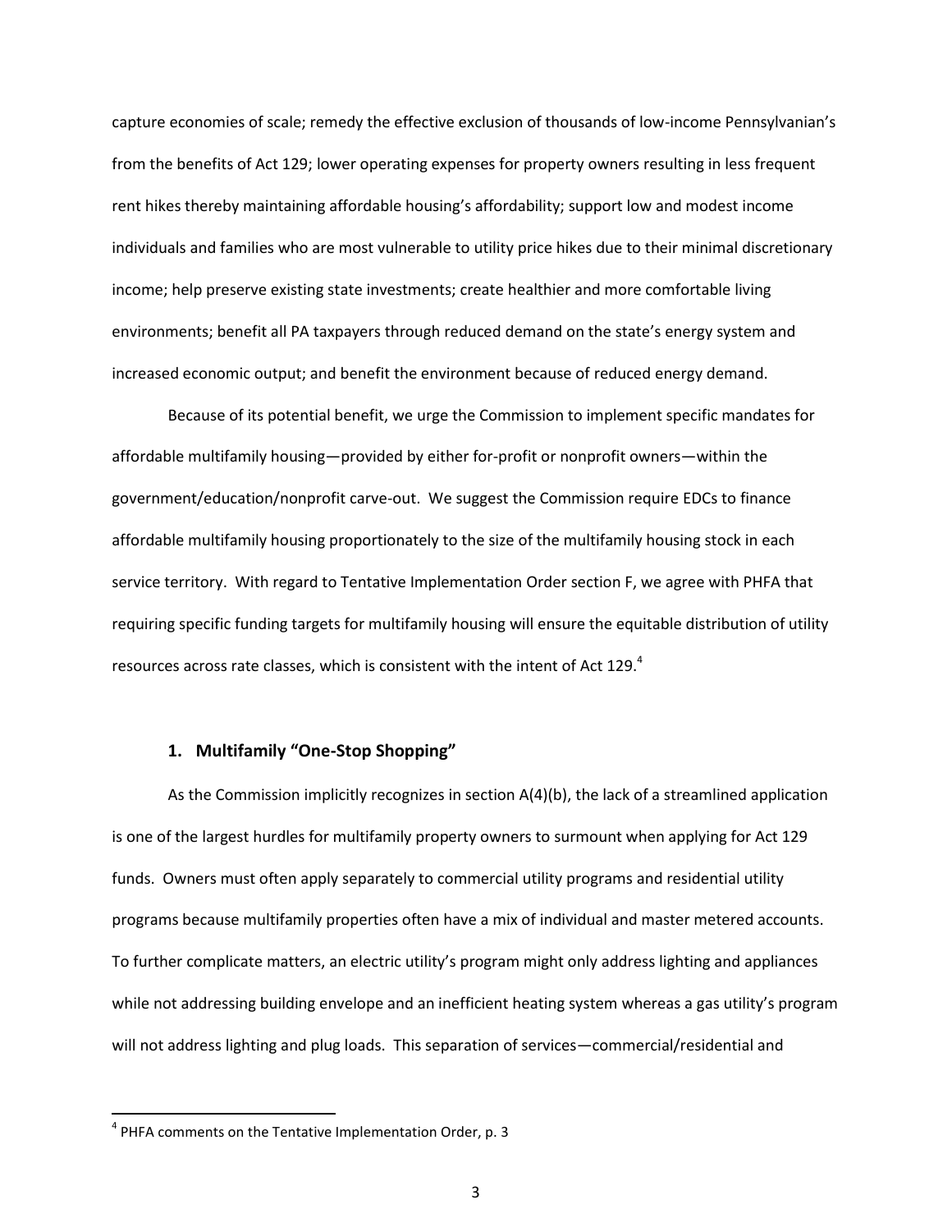capture economies of scale; remedy the effective exclusion of thousands of low-income Pennsylvanian's from the benefits of Act 129; lower operating expenses for property owners resulting in less frequent rent hikes thereby maintaining affordable housing's affordability; support low and modest income individuals and families who are most vulnerable to utility price hikes due to their minimal discretionary income; help preserve existing state investments; create healthier and more comfortable living environments; benefit all PA taxpayers through reduced demand on the state's energy system and increased economic output; and benefit the environment because of reduced energy demand.

Because of its potential benefit, we urge the Commission to implement specific mandates for affordable multifamily housing—provided by either for-profit or nonprofit owners—within the government/education/nonprofit carve-out. We suggest the Commission require EDCs to finance affordable multifamily housing proportionately to the size of the multifamily housing stock in each service territory. With regard to Tentative Implementation Order section F, we agree with PHFA that requiring specific funding targets for multifamily housing will ensure the equitable distribution of utility resources across rate classes, which is consistent with the intent of Act 129.[4]

### 1. Multifamily "One-Stop Shopping"

As the Commission implicitly recognizes in section A(4)(b), the lack of a streamlined application is one of the largest hurdles for multifamily property owners to surmount when applying for Act 129 funds. Owners must often apply separately to commercial utility programs and residential utility programs because multifamily properties often have a mix of individual and master metered accounts. To further complicate matters, an electric utility's program might only address lighting and appliances while not addressing building envelope and an inefficient heating system whereas a gas utility's program will not address lighting and plug loads. This separation of services—commercial/residential and

[4] PHFA comments on the Tentative Implementation Order, p. 3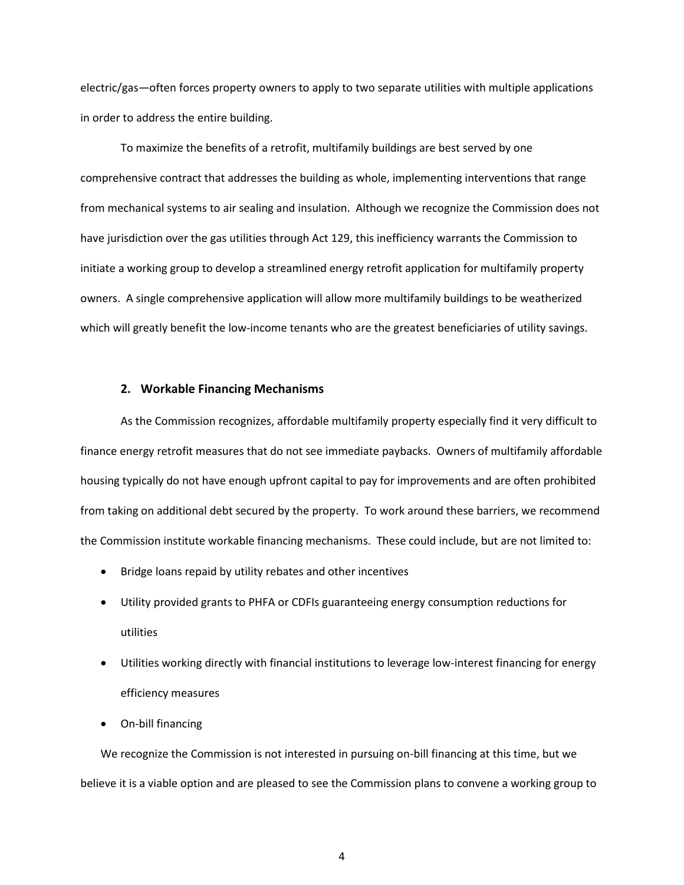electric/gas—often forces property owners to apply to two separate utilities with multiple applications in order to address the entire building.

To maximize the benefits of a retrofit, multifamily buildings are best served by one comprehensive contract that addresses the building as whole, implementing interventions that range from mechanical systems to air sealing and insulation. Although we recognize the Commission does not have jurisdiction over the gas utilities through Act 129, this inefficiency warrants the Commission to initiate a working group to develop a streamlined energy retrofit application for multifamily property owners. A single comprehensive application will allow more multifamily buildings to be weatherized which will greatly benefit the low-income tenants who are the greatest beneficiaries of utility savings.

### 2. Workable Financing Mechanisms

As the Commission recognizes, affordable multifamily property especially find it very difficult to finance energy retrofit measures that do not see immediate paybacks. Owners of multifamily affordable housing typically do not have enough upfront capital to pay for improvements and are often prohibited from taking on additional debt secured by the property. To work around these barriers, we recommend the Commission institute workable financing mechanisms. These could include, but are not limited to:

- Bridge loans repaid by utility rebates and other incentives
- Utility provided grants to PHFA or CDFIs guaranteeing energy consumption reductions for utilities
- Utilities working directly with financial institutions to leverage low-interest financing for energy efficiency measures
- On-bill financing

We recognize the Commission is not interested in pursuing on-bill financing at this time, but we believe it is a viable option and are pleased to see the Commission plans to convene a working group to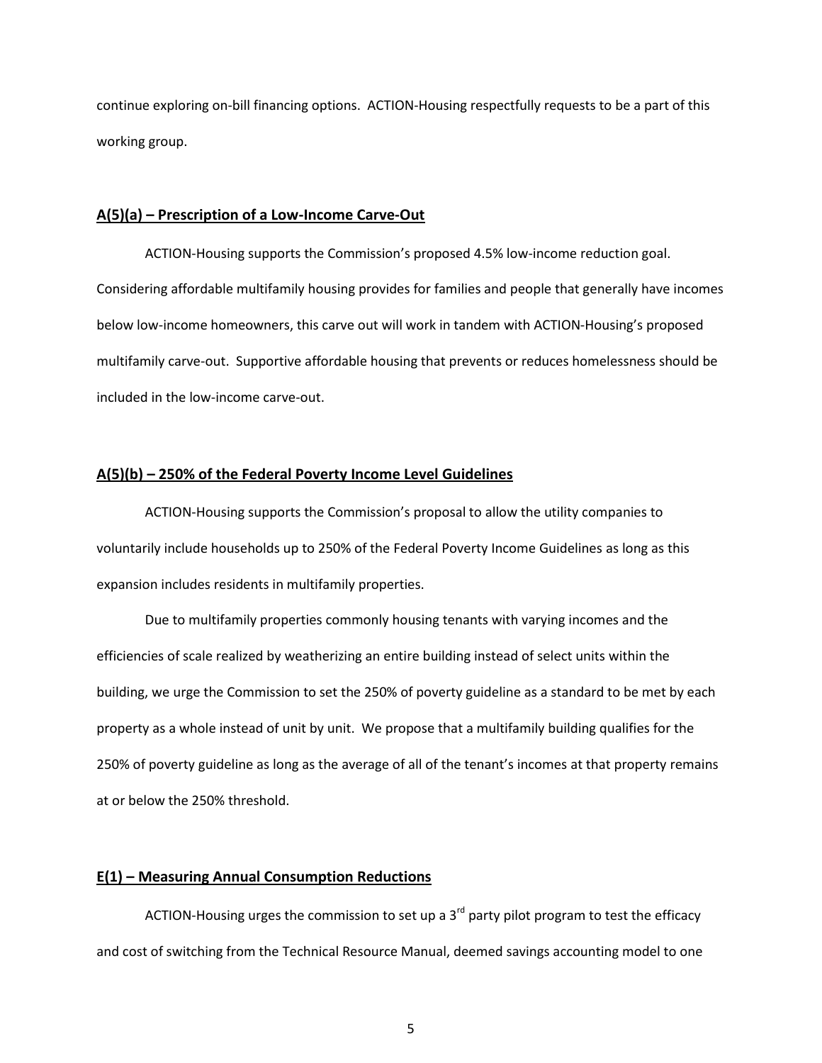continue exploring on-bill financing options. ACTION-Housing respectfully requests to be a part of this working group.

**<u>A(5)(a) – Prescription of a Low-Income Carve-Out</u>**

ACTION-Housing supports the Commission's proposed 4.5% low-income reduction goal. Considering affordable multifamily housing provides for families and people that generally have incomes below low-income homeowners, this carve out will work in tandem with ACTION-Housing's proposed multifamily carve-out. Supportive affordable housing that prevents or reduces homelessness should be included in the low-income carve-out.

**<u>A(5)(b) – 250% of the Federal Poverty Income Level Guidelines</u>**

ACTION-Housing supports the Commission's proposal to allow the utility companies to voluntarily include households up to 250% of the Federal Poverty Income Guidelines as long as this expansion includes residents in multifamily properties.

Due to multifamily properties commonly housing tenants with varying incomes and the efficiencies of scale realized by weatherizing an entire building instead of select units within the building, we urge the Commission to set the 250% of poverty guideline as a standard to be met by each property as a whole instead of unit by unit. We propose that a multifamily building qualifies for the 250% of poverty guideline as long as the average of all of the tenant's incomes at that property remains at or below the 250% threshold.

**<u>E(1) – Measuring Annual Consumption Reductions</u>**

ACTION-Housing urges the commission to set up a 3rd party pilot program to test the efficacy and cost of switching from the Technical Resource Manual, deemed savings accounting model to one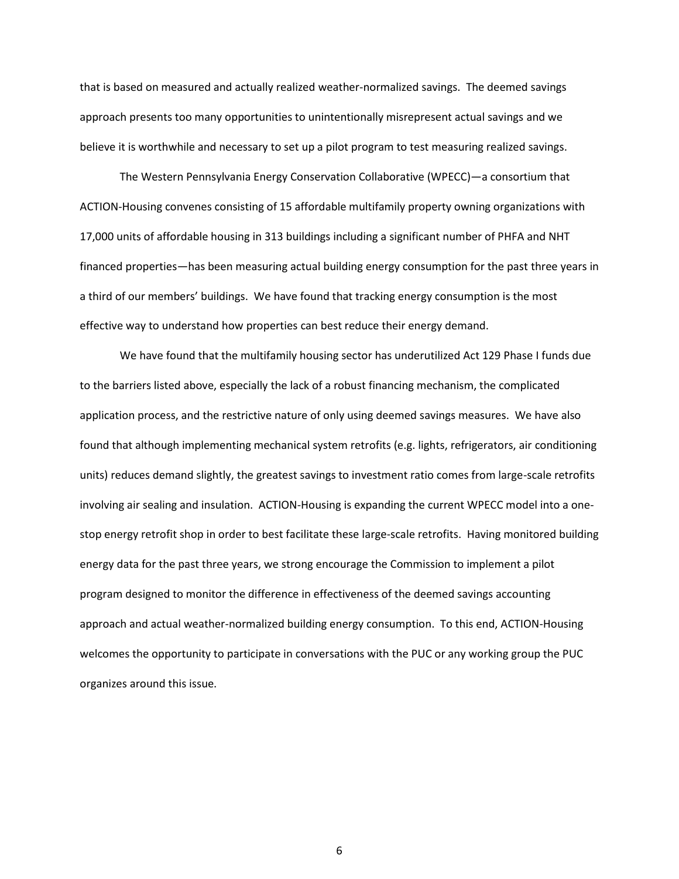that is based on measured and actually realized weather-normalized savings. The deemed savings approach presents too many opportunities to unintentionally misrepresent actual savings and we believe it is worthwhile and necessary to set up a pilot program to test measuring realized savings.

The Western Pennsylvania Energy Conservation Collaborative (WPECC)—a consortium that ACTION-Housing convenes consisting of 15 affordable multifamily property owning organizations with 17,000 units of affordable housing in 313 buildings including a significant number of PHFA and NHT financed properties—has been measuring actual building energy consumption for the past three years in a third of our members' buildings. We have found that tracking energy consumption is the most effective way to understand how properties can best reduce their energy demand.

We have found that the multifamily housing sector has underutilized Act 129 Phase I funds due to the barriers listed above, especially the lack of a robust financing mechanism, the complicated application process, and the restrictive nature of only using deemed savings measures. We have also found that although implementing mechanical system retrofits (e.g. lights, refrigerators, air conditioning units) reduces demand slightly, the greatest savings to investment ratio comes from large-scale retrofits involving air sealing and insulation. ACTION-Housing is expanding the current WPECC model into a one-stop energy retrofit shop in order to best facilitate these large-scale retrofits. Having monitored building energy data for the past three years, we strong encourage the Commission to implement a pilot program designed to monitor the difference in effectiveness of the deemed savings accounting approach and actual weather-normalized building energy consumption. To this end, ACTION-Housing welcomes the opportunity to participate in conversations with the PUC or any working group the PUC organizes around this issue.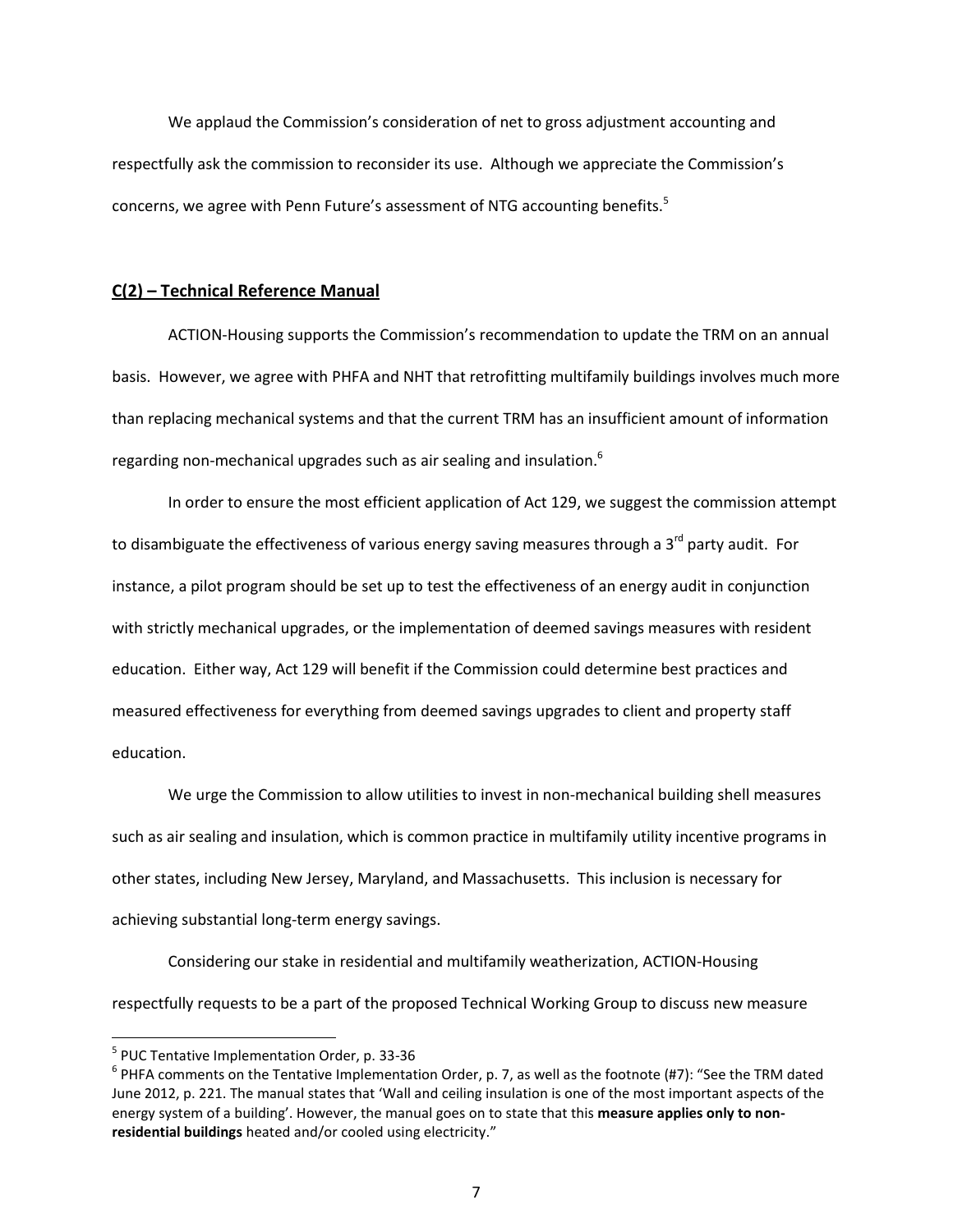We applaud the Commission's consideration of net to gross adjustment accounting and respectfully ask the commission to reconsider its use. Although we appreciate the Commission's concerns, we agree with Penn Future's assessment of NTG accounting benefits.[5]

## C(2) – Technical Reference Manual

ACTION-Housing supports the Commission's recommendation to update the TRM on an annual basis. However, we agree with PHFA and NHT that retrofitting multifamily buildings involves much more than replacing mechanical systems and that the current TRM has an insufficient amount of information regarding non-mechanical upgrades such as air sealing and insulation.[6]

In order to ensure the most efficient application of Act 129, we suggest the commission attempt to disambiguate the effectiveness of various energy saving measures through a 3rd party audit. For instance, a pilot program should be set up to test the effectiveness of an energy audit in conjunction with strictly mechanical upgrades, or the implementation of deemed savings measures with resident education. Either way, Act 129 will benefit if the Commission could determine best practices and measured effectiveness for everything from deemed savings upgrades to client and property staff education.

We urge the Commission to allow utilities to invest in non-mechanical building shell measures such as air sealing and insulation, which is common practice in multifamily utility incentive programs in other states, including New Jersey, Maryland, and Massachusetts. This inclusion is necessary for achieving substantial long-term energy savings.

Considering our stake in residential and multifamily weatherization, ACTION-Housing respectfully requests to be a part of the proposed Technical Working Group to discuss new measure

---

[5] PUC Tentative Implementation Order, p. 33-36

[6] PHFA comments on the Tentative Implementation Order, p. 7, as well as the footnote (#7): "See the TRM dated June 2012, p. 221. The manual states that 'Wall and ceiling insulation is one of the most important aspects of the energy system of a building'. However, the manual goes on to state that this **measure applies only to non-residential buildings** heated and/or cooled using electricity."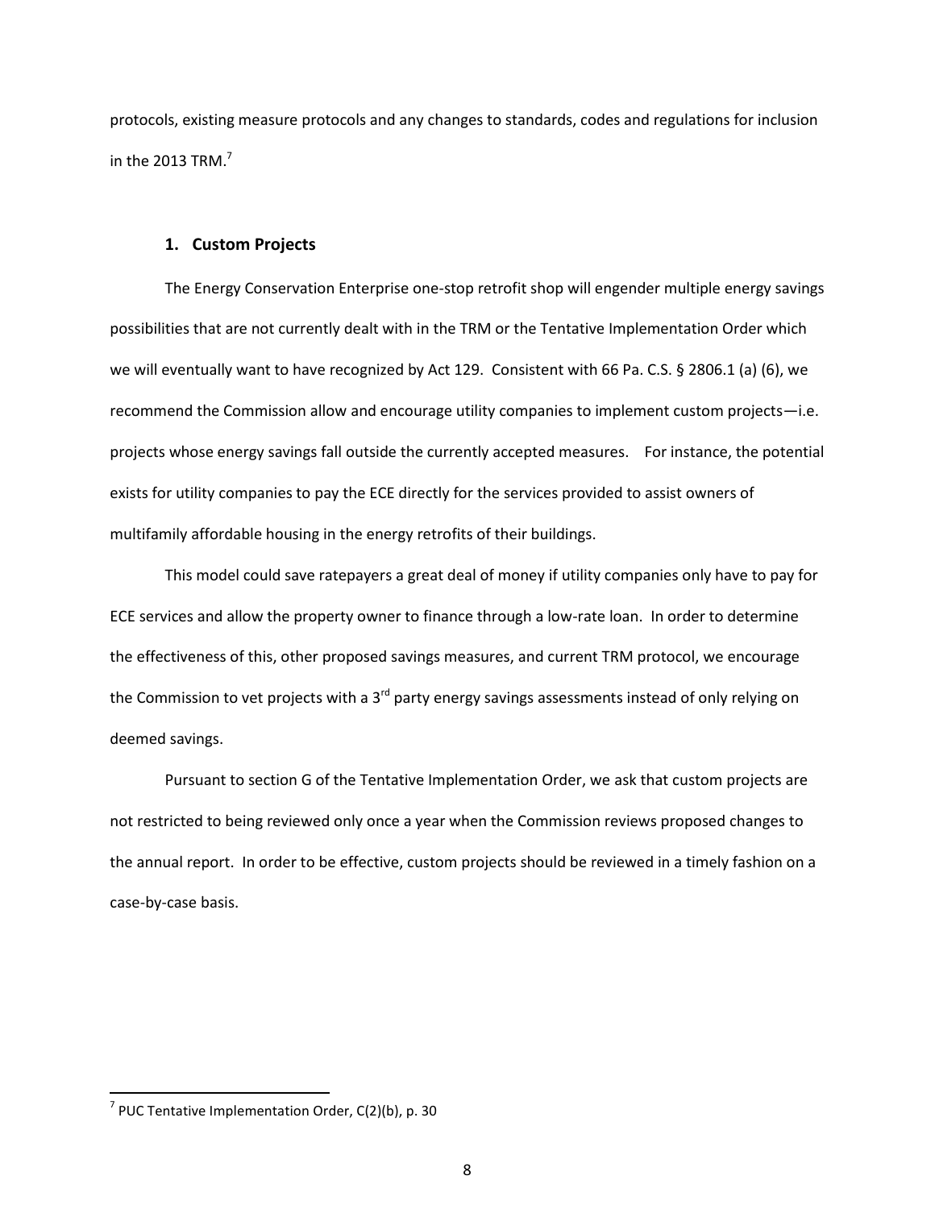protocols, existing measure protocols and any changes to standards, codes and regulations for inclusion in the 2013 TRM.[7]

### 1. Custom Projects

The Energy Conservation Enterprise one-stop retrofit shop will engender multiple energy savings possibilities that are not currently dealt with in the TRM or the Tentative Implementation Order which we will eventually want to have recognized by Act 129. Consistent with 66 Pa. C.S. § 2806.1 (a) (6), we recommend the Commission allow and encourage utility companies to implement custom projects—i.e. projects whose energy savings fall outside the currently accepted measures. For instance, the potential exists for utility companies to pay the ECE directly for the services provided to assist owners of multifamily affordable housing in the energy retrofits of their buildings.

This model could save ratepayers a great deal of money if utility companies only have to pay for ECE services and allow the property owner to finance through a low-rate loan. In order to determine the effectiveness of this, other proposed savings measures, and current TRM protocol, we encourage the Commission to vet projects with a 3rd party energy savings assessments instead of only relying on deemed savings.

Pursuant to section G of the Tentative Implementation Order, we ask that custom projects are not restricted to being reviewed only once a year when the Commission reviews proposed changes to the annual report. In order to be effective, custom projects should be reviewed in a timely fashion on a case-by-case basis.

[7] PUC Tentative Implementation Order, C(2)(b), p. 30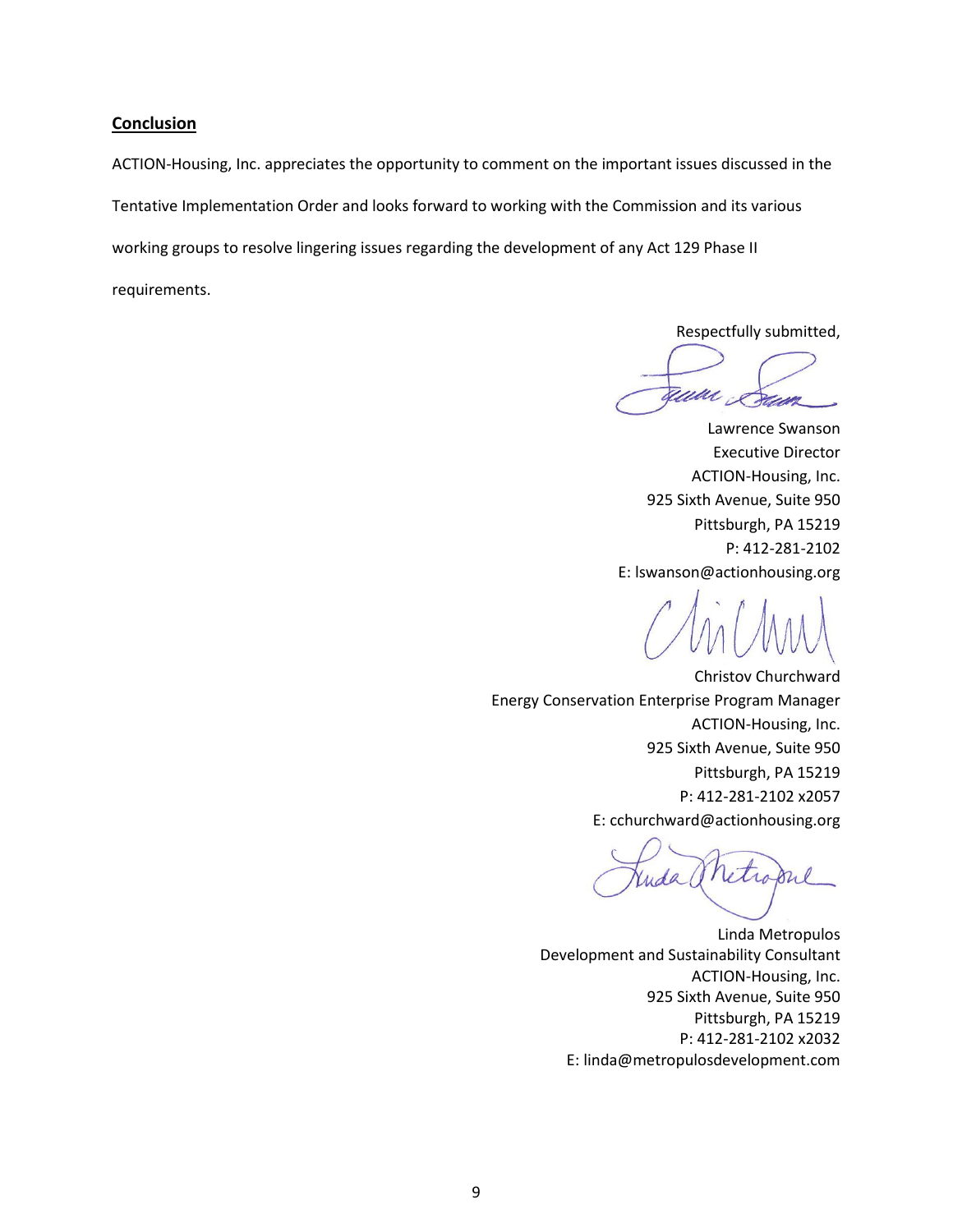**Conclusion**

ACTION-Housing, Inc. appreciates the opportunity to comment on the important issues discussed in the Tentative Implementation Order and looks forward to working with the Commission and its various working groups to resolve lingering issues regarding the development of any Act 129 Phase II requirements.

Respectfully submitted,

Lawrence Swanson
Executive Director
ACTION-Housing, Inc.
925 Sixth Avenue, Suite 950
Pittsburgh, PA 15219
P: 412-281-2102
E: lswanson@actionhousing.org

Christov Churchward
Energy Conservation Enterprise Program Manager
ACTION-Housing, Inc.
925 Sixth Avenue, Suite 950
Pittsburgh, PA 15219
P: 412-281-2102 x2057
E: cchurchward@actionhousing.org

Linda Metropulos
Development and Sustainability Consultant
ACTION-Housing, Inc.
925 Sixth Avenue, Suite 950
Pittsburgh, PA 15219
P: 412-281-2102 x2032
E: linda@metropulosdevelopment.com